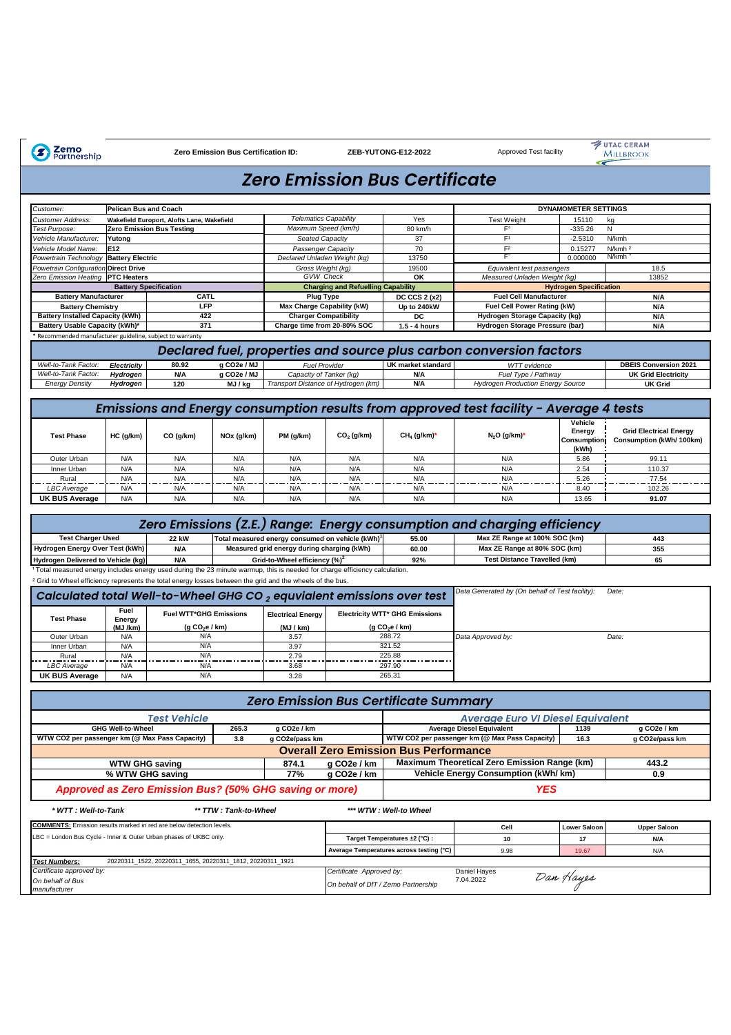Zemo Partnership

**Zero Emission Bus Certification ID:** **ZEB-YUTONG-E12-2022**

Approved Test facility: UTAC CERAM MILLBROOK

# Zero Emission Bus Certificate

| | | | | | | |
|---|---|---|---|---|---|---|
| *Customer:* | **Pelican Bus and Coach** | | | **DYNAMOMETER SETTINGS** | | |
| *Customer Address:* | **Wakefield Europort, Alofts Lane, Wakefield** | *Telematics Capability* | Yes | Test Weight | 15110 | kg |
| *Test Purpose:* | **Zero Emission Bus Testing** | *Maximum Speed (km/h)* | 80 km/h | F° | -335.26 | N |
| *Vehicle Manufacturer:* | **Yutong** | *Seated Capacity* | 37 | F¹ | -2.5310 | N/kmh |
| *Vehicle Model Name:* | **E12** | *Passenger Capacity* | 70 | F² | 0.15277 | N/kmh ² |
| *Powertrain Technology* | **Battery Electric** | *Declared Unladen Weight (kg)* | 13750 | F³ | 0.000000 | N/kmh ³ |
| *Powertrain Configuration* | **Direct Drive** | *Gross Weight (kg)* | 19500 | *Equivalent test passengers* | 18.5 | |
| *Zero Emission Heating* | **PTC Heaters** | *GVW Check* | **OK** | *Measured Unladen Weight (kg)* | 13852 | |

| Battery Specification | | Charging and Refuelling Capability | | Hydrogen Specification | |
|---|---|---|---|---|---|
| **Battery Manufacturer** | **CATL** | **Plug Type** | **DC CCS 2 (x2)** | **Fuel Cell Manufacturer** | **N/A** |
| **Battery Chemistry** | **LFP** | **Max Charge Capability (kW)** | **Up to 240kW** | **Fuel Cell Power Rating (kW)** | **N/A** |
| **Battery Installed Capacity (kWh)** | **422** | **Charger Compatibility** | **DC** | **Hydrogen Storage Capacity (kg)** | **N/A** |
| **Battery Usable Capacity (kWh)*** | **371** | **Charge time from 20-80% SOC** | **1.5 - 4 hours** | **Hydrogen Storage Pressure (bar)** | **N/A** |

\* Recommended manufacturer guideline, subject to warranty

## Declared fuel, properties and source plus carbon conversion factors

| | | | | | | | |
|---|---|---|---|---|---|---|---|
| *Well-to-Tank Factor:* | ***Electricity*** | **80.92** | **g CO2e / MJ** | *Fuel Provider* | **UK market standard** | *WTT evidence* | **DBEIS Conversion 2021** |
| *Well-to-Tank Factor:* | ***Hydrogen*** | **N/A** | **g CO2e / MJ** | *Capacity of Tanker (kg)* | **N/A** | *Fuel Type / Pathway* | **UK Grid Electricity** |
| *Energy Density* | ***Hydrogen*** | **120** | **MJ / kg** | *Transport Distance of Hydrogen (km)* | **N/A** | *Hydrogen Production Energy Source* | **UK Grid** |

## Emissions and Energy consumption results from approved test facility - Average 4 tests

| Test Phase | HC (g/km) | CO (g/km) | NOx (g/km) | PM (g/km) | $CO_2$ (g/km) | $CH_4$ (g/km)* | $N_2O$ (g/km)* | Vehicle Energy Consumption (kWh) | Grid Electrical Energy Consumption (kWh/ 100km) |
|---|---|---|---|---|---|---|---|---|---|
| Outer Urban | N/A | N/A | N/A | N/A | N/A | N/A | N/A | 5.86 | 99.11 |
| Inner Urban | N/A | N/A | N/A | N/A | N/A | N/A | N/A | 2.54 | 110.37 |
| Rural | N/A | N/A | N/A | N/A | N/A | N/A | N/A | 5.26 | 77.54 |
| *LBC Average* | N/A | N/A | N/A | N/A | N/A | N/A | N/A | 8.40 | 102.26 |
| **UK BUS Average** | N/A | N/A | N/A | N/A | N/A | N/A | N/A | 13.65 | **91.07** |

## Zero Emissions (Z.E.) Range: Energy consumption and charging efficiency

| | | | | | |
|---|---|---|---|---|---|
| **Test Charger Used** | **22 kW** | **Total measured energy consumed on vehicle (kWh)[1]** | **55.00** | **Max ZE Range at 100% SOC (km)** | **443** |
| **Hydrogen Energy Over Test (kWh)** | **N/A** | **Measured grid energy during charging (kWh)** | **60.00** | **Max ZE Range at 80% SOC (km)** | **355** |
| **Hydrogen Delivered to Vehicle (kg)** | **N/A** | **Grid-to-Wheel efficiency (%)[2]** | **92%** | **Test Distance Travelled (km)** | **65** |

[1] Total measured energy includes energy used during the 23 minute warmup, this is needed for charge efficiency calculation.

[2] Grid to Wheel efficiency represents the total energy losses between the grid and the wheels of the bus.

## Calculated total Well-to-Wheel GHG $CO_2$ equivalent emissions over test

| Test Phase | Fuel Energy (MJ /km) | Fuel WTT*GHG Emissions ($g\ CO_2e$ / km) | Electrical Energy (MJ / km) | Electricity WTT* GHG Emissions ($g\ CO_2e$ / km) |
|---|---|---|---|---|
| Outer Urban | N/A | N/A | 3.57 | 288.72 |
| Inner Urban | N/A | N/A | 3.97 | 321.52 |
| Rural | N/A | N/A | 2.79 | 225.88 |
| *LBC Average* | N/A | N/A | 3.68 | 297.90 |
| **UK BUS Average** | N/A | N/A | 3.28 | 265.31 |

*Data Generated by (On behalf of Test facility):* *Date:*

*Data Approved by:* *Date:*

## Zero Emission Bus Certificate Summary

| *Test Vehicle* | | | *Average Euro VI Diesel Equivalent* | | |
|---|---|---|---|---|---|
| **GHG Well-to-Wheel** | **265.3** | **g CO2e / km** | **Average Diesel Equivalent** | **1139** | **g CO2e / km** |
| **WTW CO2 per passenger km (@ Max Pass Capacity)** | **3.8** | **g CO2e/pass km** | **WTW CO2 per passenger km (@ Max Pass Capacity)** | **16.3** | **g CO2e/pass km** |

### Overall Zero Emission Bus Performance

| | | | | |
|---|---|---|---|---|
| **WTW GHG saving** | **874.1** | **g CO2e / km** | **Maximum Theoretical Zero Emission Range (km)** | **443.2** |
| **% WTW GHG saving** | **77%** | **g CO2e / km** | **Vehicle Energy Consumption (kWh/ km)** | **0.9** |

***Approved as Zero Emission Bus? (50% GHG saving or more)*** ***YES***

*\* WTT : Well-to-Tank* *\*\* TTW : Tank-to-Wheel* *\*\*\* WTW : Well-to-Wheel*

**COMMENTS:** Emission results marked in red are below detection levels.

LBC = London Bus Cycle - Inner & Outer Urban phases of UKBC only.

| | Cell | Lower Saloon | Upper Saloon |
|---|---|---|---|
| **Target Temperatures ±2 (°C) :** | 10 | 17 | N/A |
| **Average Temperatures across testing (°C)** | 9.98 | 19.67 | N/A |

***Test Numbers:*** 20220311_1522, 20220311_1655, 20220311_1812, 20220311_1921

*Certificate approved by:*
*On behalf of Bus manufacturer*

*Certificate Approved by:* Daniel Hayes 7.04.2022
*On behalf of DfT / Zemo Partnership*

Dan Hayes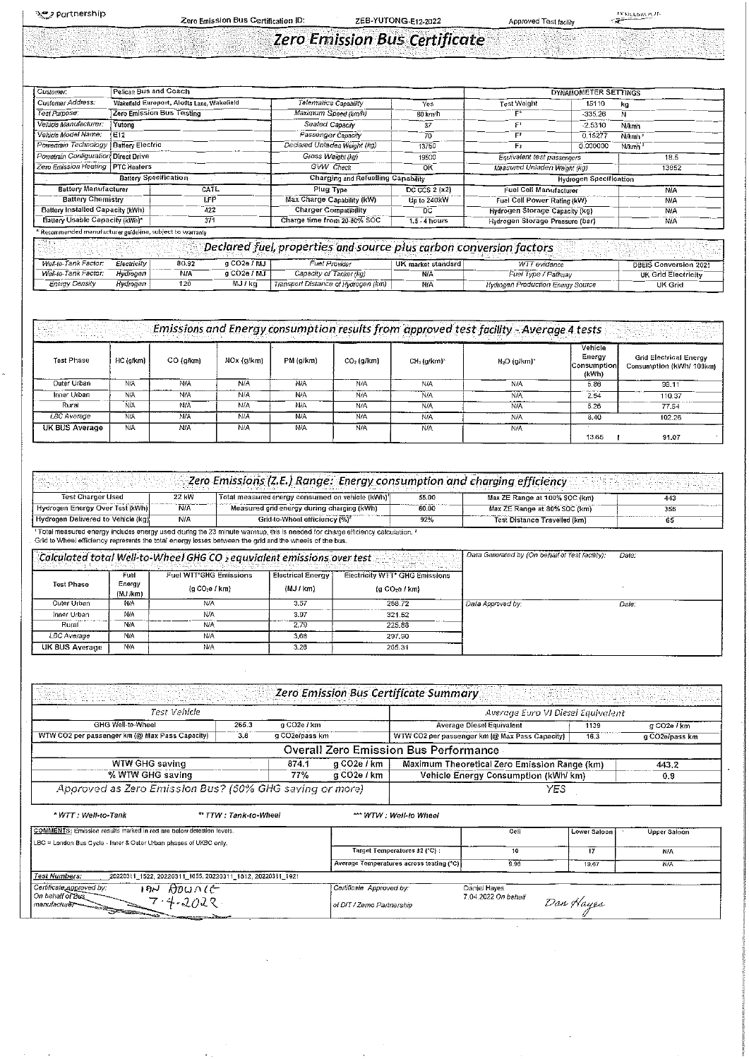Zero Emission Bus Certification ID: ZEB-YUTONG-E12-2022

Approved Test facility

# Zero Emission Bus Certificate

| | | | | | | |
|---|---|---|---|---|---|---|
| Customer: | Pelican Bus and Coach | | | DYNAMOMETER SETTINGS | | |
| Customer Address: | Wakefield Europort, Altofts Lane, Wakefield | Telematics Capability | Yes | Test Weight | 15110 | kg |
| Test Purpose: | Zero Emission Bus Testing | Maximum Speed (km/h) | 80 km/h | $F^0$ | -335.26 | N |
| Vehicle Manufacturer: | Yutong | Seated Capacity | 37 | $F^1$ | -2.5310 | N/kmh |
| Vehicle Model Name: | E12 | Passenger Capacity | 70 | $F^2$ | 0.15277 | N/kmh$^2$ |
| Powertrain Technology | Battery Electric | Declared Unladen Weight (kg) | 13750 | $F_3$ | 0.000000 | N/kmh$^3$ |
| Powertrain Configuration | Direct Drive | Gross Weight (kg) | 19500 | Equivalent test passengers | | 18.5 |
| Zero Emission Heating | PTC Heaters | GVW Check | OK | Measured Unladen Weight (kg) | | 13952 |

| Battery Specification | | Charging and Refuelling Capability | | Hydrogen Specification | |
|---|---|---|---|---|---|
| Battery Manufacturer | CATL | Plug Type | DC CCS 2 (x2) | Fuel Cell Manufacturer | N/A |
| Battery Chemistry | LFP | Max Charge Capability (kW) | Up to 240kW | Fuel Cell Power Rating (kW) | N/A |
| Battery Installed Capacity (kWh) | 422 | Charger Compatibility | DC | Hydrogen Storage Capacity (kg) | N/A |
| Battery Usable Capacity (kWh)* | 371 | Charge time from 20-80% SOC | 1.5 - 4 hours | Hydrogen Storage Pressure (bar) | N/A |

* Recommended manufacturer guideline, subject to warranty

## Declared fuel, properties and source plus carbon conversion factors

| | | | | | | | |
|---|---|---|---|---|---|---|---|
| Well-to-Tank Factor: | Electricity | 80.92 | g CO2e / MJ | Fuel Provider | UK market standard | WTT evidence | DBEIS Conversion 2021 |
| Well-to-Tank Factor: | Hydrogen | N/A | g CO2e / MJ | Capacity of Tanker (kg) | N/A | Fuel Type / Pathway | UK Grid Electricity |
| Energy Density | Hydrogen | 120 | MJ / kg | Transport Distance of Hydrogen (km) | N/A | Hydrogen Production Energy Source | UK Grid |

## Emissions and Energy consumption results from approved test facility - Average 4 tests

| Test Phase | HC (g/km) | CO (g/km) | NOx (g/km) | PM (g/km) | $CO_2$ (g/km) | $CH_4$ (g/km)* | $N_2O$ (g/km)* | Vehicle Energy Consumption (kWh) | Grid Electrical Energy Consumption (kWh/ 100km) |
|---|---|---|---|---|---|---|---|---|---|
| Outer Urban | N/A | N/A | N/A | N/A | N/A | N/A | N/A | 5.86 | 99.11 |
| Inner Urban | N/A | N/A | N/A | N/A | N/A | N/A | N/A | 2.54 | 110.37 |
| Rural | N/A | N/A | N/A | N/A | N/A | N/A | N/A | 5.26 | 77.54 |
| LBC Average | N/A | N/A | N/A | N/A | N/A | N/A | N/A | 8.40 | 102.26 |
| UK BUS Average | N/A | N/A | N/A | N/A | N/A | N/A | N/A | 13.65 | 91.07 |

## Zero Emissions (Z.E.) Range: Energy consumption and charging efficiency

| | | | | | |
|---|---|---|---|---|---|
| Test Charger Used | 22 kW | Total measured energy consumed on vehicle (kWh)[1] | 55.00 | Max ZE Range at 100% SOC (km) | 443 |
| Hydrogen Energy Over Test (kWh) | N/A | Measured grid energy during charging (kWh) | 60.00 | Max ZE Range at 80% SOC (km) | 356 |
| Hydrogen Delivered to Vehicle (kg) | N/A | Grid-to-Wheel efficiency (%)[2] | 92% | Test Distance Travelled (km) | 65 |

[1] Total measured energy includes energy used during the 23 minute warmup, this is needed for charge efficiency calculation. [2] Grid to Wheel efficiency represents the total energy losses between the grid and the wheels of the bus.

## Calculated total Well-to-Wheel GHG $CO_2$ equivalent emissions over test

| Test Phase | Fuel Energy (MJ /km) | Fuel WTT*GHG Emissions (g $CO_2$e / km) | Electrical Energy (MJ / km) | Electricity WTT* GHG Emissions (g $CO_2$e / km) |
|---|---|---|---|---|
| Outer Urban | N/A | N/A | 3.57 | 288.72 |
| Inner Urban | N/A | N/A | 3.97 | 321.52 |
| Rural | N/A | N/A | 2.79 | 225.88 |
| LBC Average | N/A | N/A | 3.68 | 297.90 |
| UK BUS Average | N/A | N/A | 3.28 | 265.31 |

Data Generated by (On behalf of Test facility): Date:

Data Approved by: Date:

## Zero Emission Bus Certificate Summary

| Test Vehicle | | | Average Euro VI Diesel Equivalent | | |
|---|---|---|---|---|---|
| GHG Well-to-Wheel | 265.3 | g CO2e / km | Average Diesel Equivalent | 1139 | g CO2e / km |
| WTW CO2 per passenger km (@ Max Pass Capacity) | 3.8 | g CO2e/pass km | WTW CO2 per passenger km (@ Max Pass Capacity) | 16.3 | g CO2e/pass km |

### Overall Zero Emission Bus Performance

| | | | | |
|---|---|---|---|---|
| WTW GHG saving | 874.1 | g CO2e / km | Maximum Theoretical Zero Emission Range (km) | 443.2 |
| % WTW GHG saving | 77% | g CO2e / km | Vehicle Energy Consumption (kWh/ km) | 0.9 |
| Approved as Zero Emission Bus? (60% GHG saving or more) | | | YES | |

\* WTT : Well-to-Tank ** TTW : Tank-to-Wheel *** WTW : Well-to Wheel

COMMENTS: Emission results marked in red are below detection levels.
LBC = London Bus Cycle - Inner & Outer Urban phases of UKBC only.

| | Cell | Lower Saloon | Upper Saloon |
|---|---|---|---|
| Target Temperatures ±2 (°C) : | 10 | 17 | N/A |
| Average Temperatures across testing (°C) | 9.96 | 19.67 | N/A |

Test Numbers: 20220311_1522, 20220311_1655, 20220311_1812, 20220311_1921

Certificate approved by: On behalf of Bus manufacturer: IAN ADDUNCE 7.4.2022

Certificate Approved by: of DfT / Zemo Partnership: Daniel Hayes 7.04.2022 On behalf — Dan Hayes